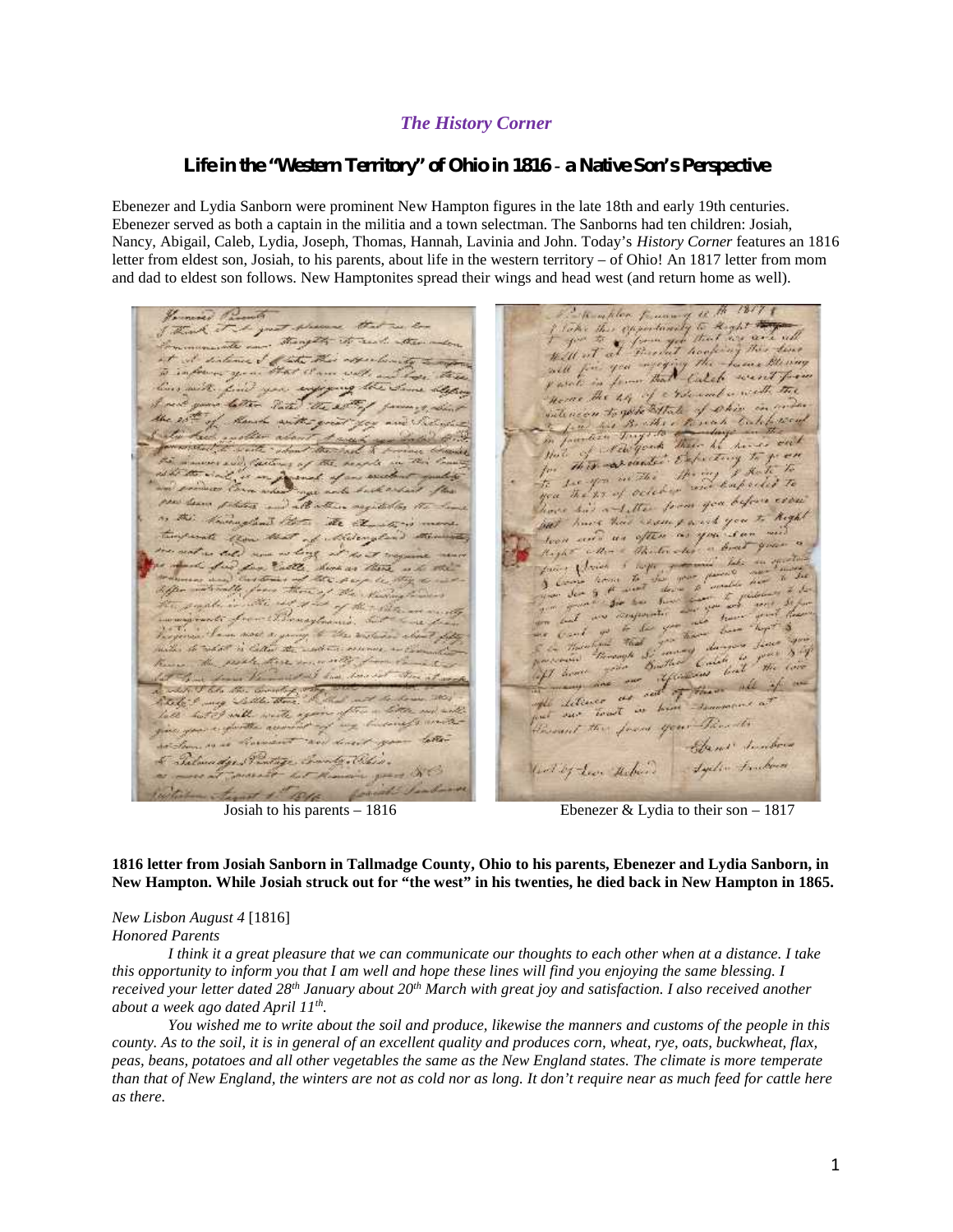## *The History Corner*

### Life in the "Western Territory" of Ohio in 1816 - a Native Son's Perspective

Ebenezer and Lydia Sanborn were prominent New Hampton figures in the late 18th and early 19th centuries. Ebenezer served as both a captain in the militia and a town selectman. The Sanborns had ten children: Josiah, Nancy, Abigail, Caleb, Lydia, Joseph, Thomas, Hannah, Lavinia and John. Today's *History Corner* features an 1816 letter from eldest son, Josiah, to his parents, about life in the western territory – of Ohio! An 1817 letter from mom and dad to eldest son follows. New Hamptonites spread their wings and head west (and return home as well).

Josiah to his parents – 1816 Ebenezer & Lydia to their son – 1817

**1816 letter from Josiah Sanborn in Tallmadge County, Ohio to his parents, Ebenezer and Lydia Sanborn, in New Hampton. While Josiah struck out for "the west" in his twenties, he died back in New Hampton in 1865.**

*New Lisbon August 4* [1816]
*Honored Parents*

*I think it a great pleasure that we can communicate our thoughts to each other when at a distance. I take this opportunity to inform you that I am well and hope these lines will find you enjoying the same blessing. I received your letter dated 28th January about 20th March with great joy and satisfaction. I also received another about a week ago dated April 11th.*

*You wished me to write about the soil and produce, likewise the manners and customs of the people in this county. As to the soil, it is in general of an excellent quality and produces corn, wheat, rye, oats, buckwheat, flax, peas, beans, potatoes and all other vegetables the same as the New England states. The climate is more temperate than that of New England, the winters are not as cold nor as long. It don't require near as much feed for cattle here as there.*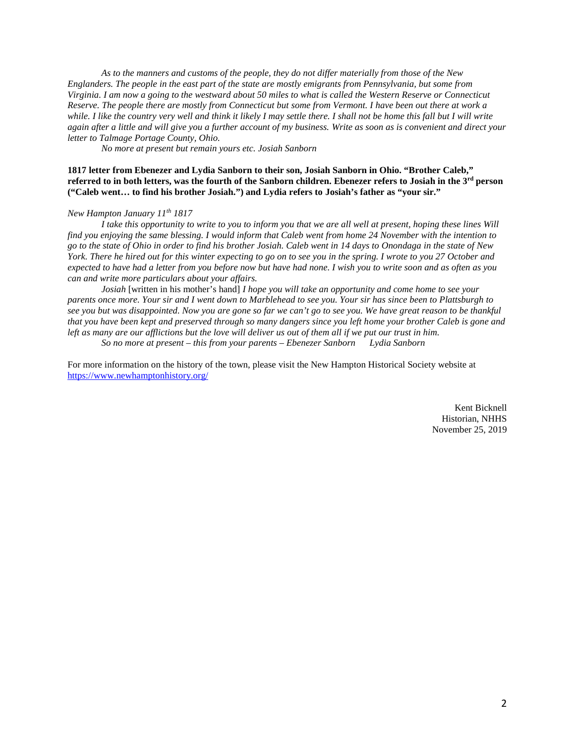*As to the manners and customs of the people, they do not differ materially from those of the New Englanders. The people in the east part of the state are mostly emigrants from Pennsylvania, but some from Virginia. I am now a going to the westward about 50 miles to what is called the Western Reserve or Connecticut Reserve. The people there are mostly from Connecticut but some from Vermont. I have been out there at work a while. I like the country very well and think it likely I may settle there. I shall not be home this fall but I will write again after a little and will give you a further account of my business. Write as soon as is convenient and direct your letter to Talmage Portage County, Ohio.*

*No more at present but remain yours etc. Josiah Sanborn*

**1817 letter from Ebenezer and Lydia Sanborn to their son, Josiah Sanborn in Ohio. "Brother Caleb," referred to in both letters, was the fourth of the Sanborn children. Ebenezer refers to Josiah in the 3rd person ("Caleb went… to find his brother Josiah.") and Lydia refers to Josiah's father as "your sir."**

*New Hampton January 11th 1817*

*I take this opportunity to write to you to inform you that we are all well at present, hoping these lines Will find you enjoying the same blessing. I would inform that Caleb went from home 24 November with the intention to go to the state of Ohio in order to find his brother Josiah. Caleb went in 14 days to Onondaga in the state of New York. There he hired out for this winter expecting to go on to see you in the spring. I wrote to you 27 October and expected to have had a letter from you before now but have had none. I wish you to write soon and as often as you can and write more particulars about your affairs.*

*Josiah* [written in his mother's hand] *I hope you will take an opportunity and come home to see your parents once more. Your sir and I went down to Marblehead to see you. Your sir has since been to Plattsburgh to see you but was disappointed. Now you are gone so far we can't go to see you. We have great reason to be thankful that you have been kept and preserved through so many dangers since you left home your brother Caleb is gone and left as many are our afflictions but the love will deliver us out of them all if we put our trust in him.*

*So no more at present – this from your parents – Ebenezer Sanborn Lydia Sanborn*

For more information on the history of the town, please visit the New Hampton Historical Society website at https://www.newhamptonhistory.org/

Kent Bicknell
Historian, NHHS
November 25, 2019